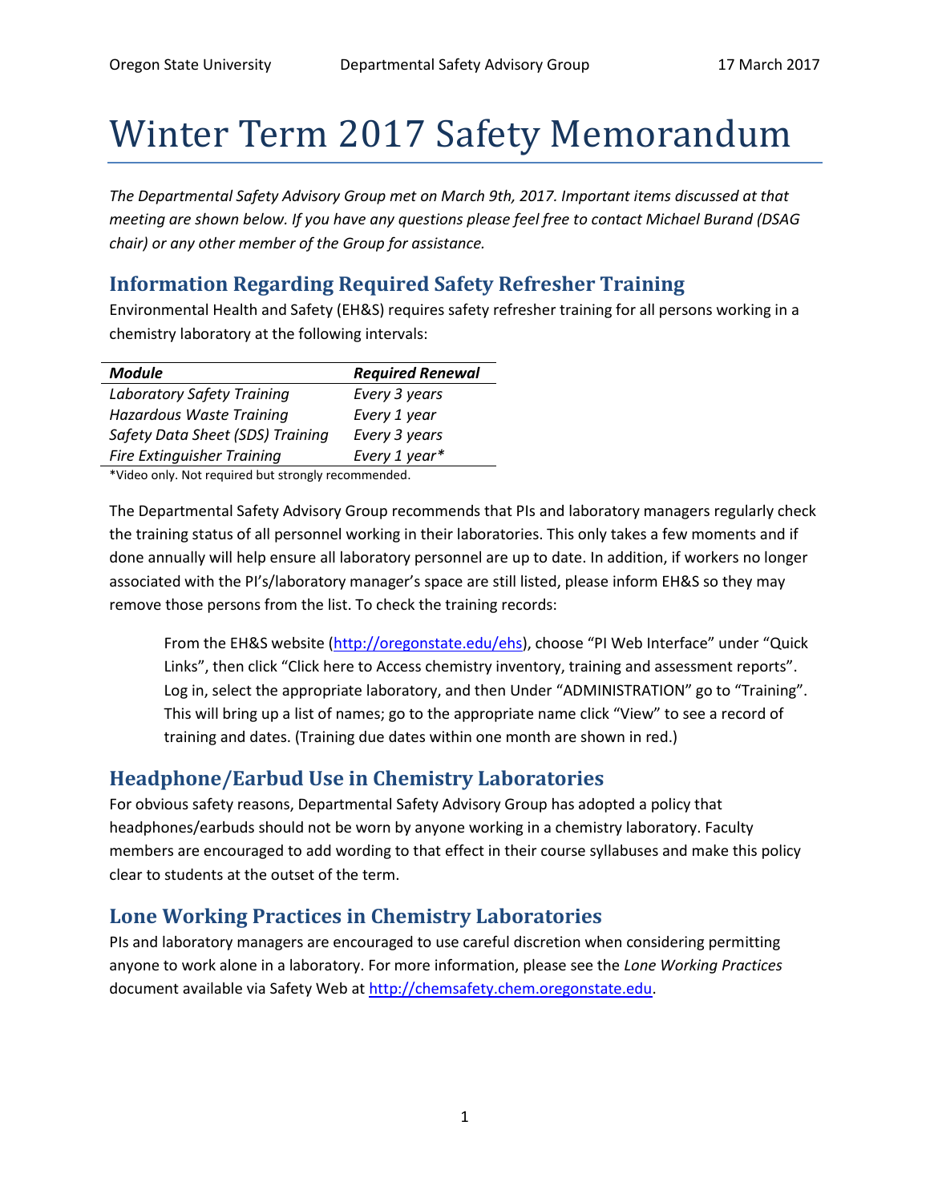# Winter Term 2017 Safety Memorandum

*The Departmental Safety Advisory Group met on March 9th, 2017. Important items discussed at that meeting are shown below. If you have any questions please feel free to contact Michael Burand (DSAG chair) or any other member of the Group for assistance.*

## Information Regarding Required Safety Refresher Training

Environmental Health and Safety (EH&S) requires safety refresher training for all persons working in a chemistry laboratory at the following intervals:

| ***Module*** | ***Required Renewal*** |
|---|---|
| *Laboratory Safety Training* | *Every 3 years* |
| *Hazardous Waste Training* | *Every 1 year* |
| *Safety Data Sheet (SDS) Training* | *Every 3 years* |
| *Fire Extinguisher Training* | *Every 1 year** |

*Video only. Not required but strongly recommended.

The Departmental Safety Advisory Group recommends that PIs and laboratory managers regularly check the training status of all personnel working in their laboratories. This only takes a few moments and if done annually will help ensure all laboratory personnel are up to date. In addition, if workers no longer associated with the PI's/laboratory manager's space are still listed, please inform EH&S so they may remove those persons from the list. To check the training records:

> From the EH&S website (http://oregonstate.edu/ehs), choose "PI Web Interface" under "Quick Links", then click "Click here to Access chemistry inventory, training and assessment reports". Log in, select the appropriate laboratory, and then Under "ADMINISTRATION" go to "Training". This will bring up a list of names; go to the appropriate name click "View" to see a record of training and dates. (Training due dates within one month are shown in red.)

## Headphone/Earbud Use in Chemistry Laboratories

For obvious safety reasons, Departmental Safety Advisory Group has adopted a policy that headphones/earbuds should not be worn by anyone working in a chemistry laboratory. Faculty members are encouraged to add wording to that effect in their course syllabuses and make this policy clear to students at the outset of the term.

## Lone Working Practices in Chemistry Laboratories

PIs and laboratory managers are encouraged to use careful discretion when considering permitting anyone to work alone in a laboratory. For more information, please see the *Lone Working Practices* document available via Safety Web at http://chemsafety.chem.oregonstate.edu.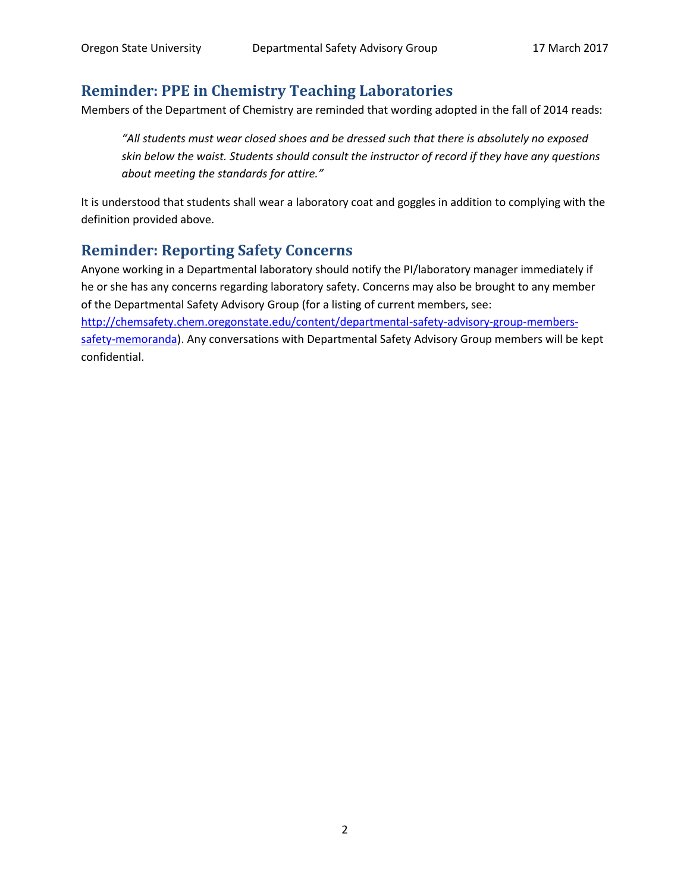## Reminder: PPE in Chemistry Teaching Laboratories

Members of the Department of Chemistry are reminded that wording adopted in the fall of 2014 reads:

> *"All students must wear closed shoes and be dressed such that there is absolutely no exposed skin below the waist. Students should consult the instructor of record if they have any questions about meeting the standards for attire."*

It is understood that students shall wear a laboratory coat and goggles in addition to complying with the definition provided above.

## Reminder: Reporting Safety Concerns

Anyone working in a Departmental laboratory should notify the PI/laboratory manager immediately if he or she has any concerns regarding laboratory safety. Concerns may also be brought to any member of the Departmental Safety Advisory Group (for a listing of current members, see: [http://chemsafety.chem.oregonstate.edu/content/departmental-safety-advisory-group-members-safety-memoranda](http://chemsafety.chem.oregonstate.edu/content/departmental-safety-advisory-group-members-safety-memoranda)). Any conversations with Departmental Safety Advisory Group members will be kept confidential.